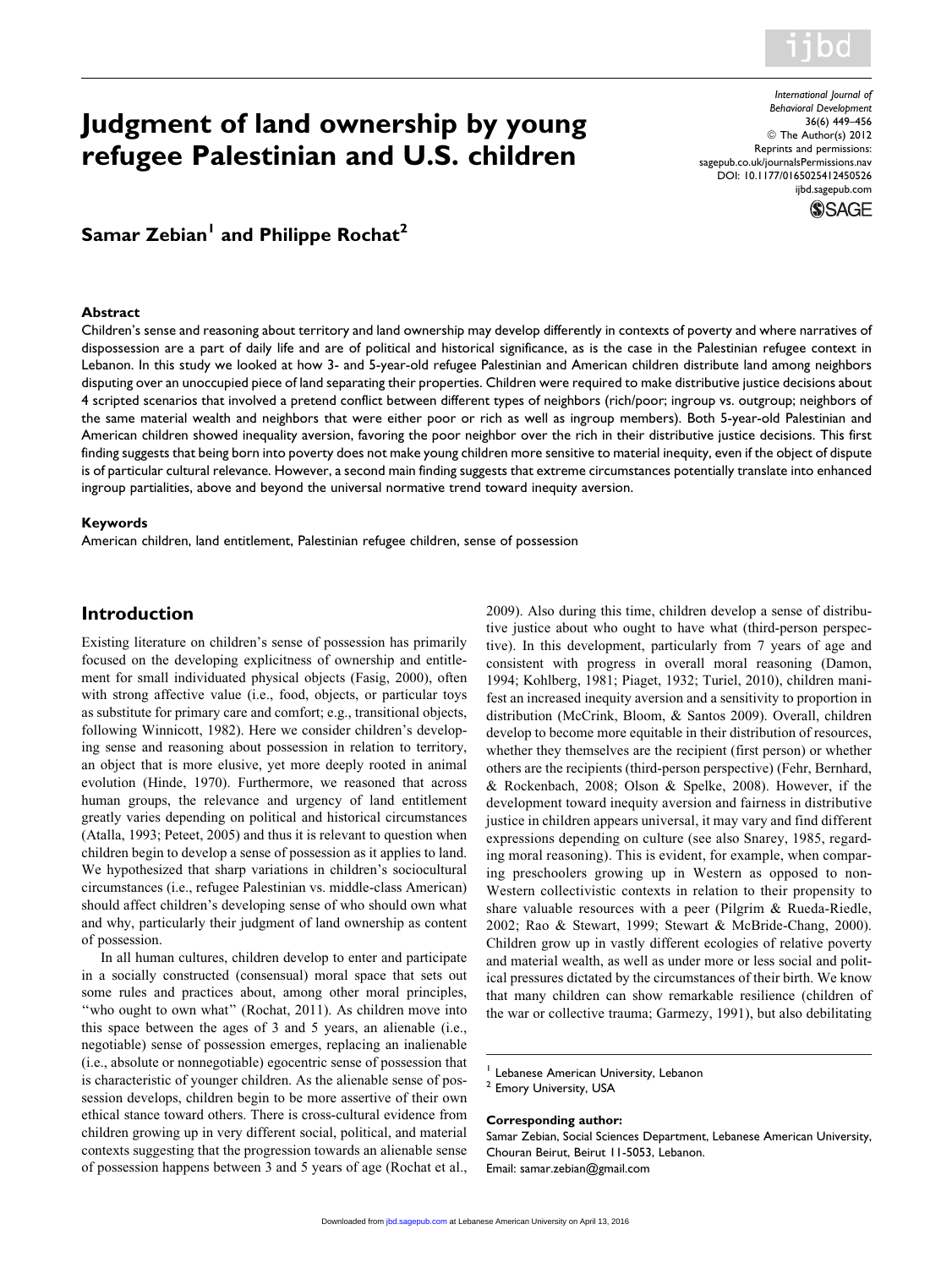# Judgment of land ownership by young refugee Palestinian and U.S. children

**Samar Zebian[1] and Philippe Rochat[2]**

### Abstract

Children's sense and reasoning about territory and land ownership may develop differently in contexts of poverty and where narratives of dispossession are a part of daily life and are of political and historical significance, as is the case in the Palestinian refugee context in Lebanon. In this study we looked at how 3- and 5-year-old refugee Palestinian and American children distribute land among neighbors disputing over an unoccupied piece of land separating their properties. Children were required to make distributive justice decisions about 4 scripted scenarios that involved a pretend conflict between different types of neighbors (rich/poor; ingroup vs. outgroup; neighbors of the same material wealth and neighbors that were either poor or rich as well as ingroup members). Both 5-year-old Palestinian and American children showed inequality aversion, favoring the poor neighbor over the rich in their distributive justice decisions. This first finding suggests that being born into poverty does not make young children more sensitive to material inequity, even if the object of dispute is of particular cultural relevance. However, a second main finding suggests that extreme circumstances potentially translate into enhanced ingroup partialities, above and beyond the universal normative trend toward inequity aversion.

### Keywords

American children, land entitlement, Palestinian refugee children, sense of possession

## Introduction

Existing literature on children's sense of possession has primarily focused on the developing explicitness of ownership and entitlement for small individuated physical objects (Fasig, 2000), often with strong affective value (i.e., food, objects, or particular toys as substitute for primary care and comfort; e.g., transitional objects, following Winnicott, 1982). Here we consider children's developing sense and reasoning about possession in relation to territory, an object that is more elusive, yet more deeply rooted in animal evolution (Hinde, 1970). Furthermore, we reasoned that across human groups, the relevance and urgency of land entitlement greatly varies depending on political and historical circumstances (Atalla, 1993; Peteet, 2005) and thus it is relevant to question when children begin to develop a sense of possession as it applies to land. We hypothesized that sharp variations in children's sociocultural circumstances (i.e., refugee Palestinian vs. middle-class American) should affect children's developing sense of who should own what and why, particularly their judgment of land ownership as content of possession.

In all human cultures, children develop to enter and participate in a socially constructed (consensual) moral space that sets out some rules and practices about, among other moral principles, "who ought to own what" (Rochat, 2011). As children move into this space between the ages of 3 and 5 years, an alienable (i.e., negotiable) sense of possession emerges, replacing an inalienable (i.e., absolute or nonnegotiable) egocentric sense of possession that is characteristic of younger children. As the alienable sense of possession develops, children begin to be more assertive of their own ethical stance toward others. There is cross-cultural evidence from children growing up in very different social, political, and material contexts suggesting that the progression towards an alienable sense of possession happens between 3 and 5 years of age (Rochat et al., 2009). Also during this time, children develop a sense of distributive justice about who ought to have what (third-person perspective). In this development, particularly from 7 years of age and consistent with progress in overall moral reasoning (Damon, 1994; Kohlberg, 1981; Piaget, 1932; Turiel, 2010), children manifest an increased inequity aversion and a sensitivity to proportion in distribution (McCrink, Bloom, & Santos 2009). Overall, children develop to become more equitable in their distribution of resources, whether they themselves are the recipient (first person) or whether others are the recipients (third-person perspective) (Fehr, Bernhard, & Rockenbach, 2008; Olson & Spelke, 2008). However, if the development toward inequity aversion and fairness in distributive justice in children appears universal, it may vary and find different expressions depending on culture (see also Snarey, 1985, regarding moral reasoning). This is evident, for example, when comparing preschoolers growing up in Western as opposed to non-Western collectivistic contexts in relation to their propensity to share valuable resources with a peer (Pilgrim & Rueda-Riedle, 2002; Rao & Stewart, 1999; Stewart & McBride-Chang, 2000). Children grow up in vastly different ecologies of relative poverty and material wealth, as well as under more or less social and political pressures dictated by the circumstances of their birth. We know that many children can show remarkable resilience (children of the war or collective trauma; Garmezy, 1991), but also debilitating

---

[1] Lebanese American University, Lebanon
[2] Emory University, USA

**Corresponding author:**
Samar Zebian, Social Sciences Department, Lebanese American University, Chouran Beirut, Beirut 11-5053, Lebanon.
Email: samar.zebian@gmail.com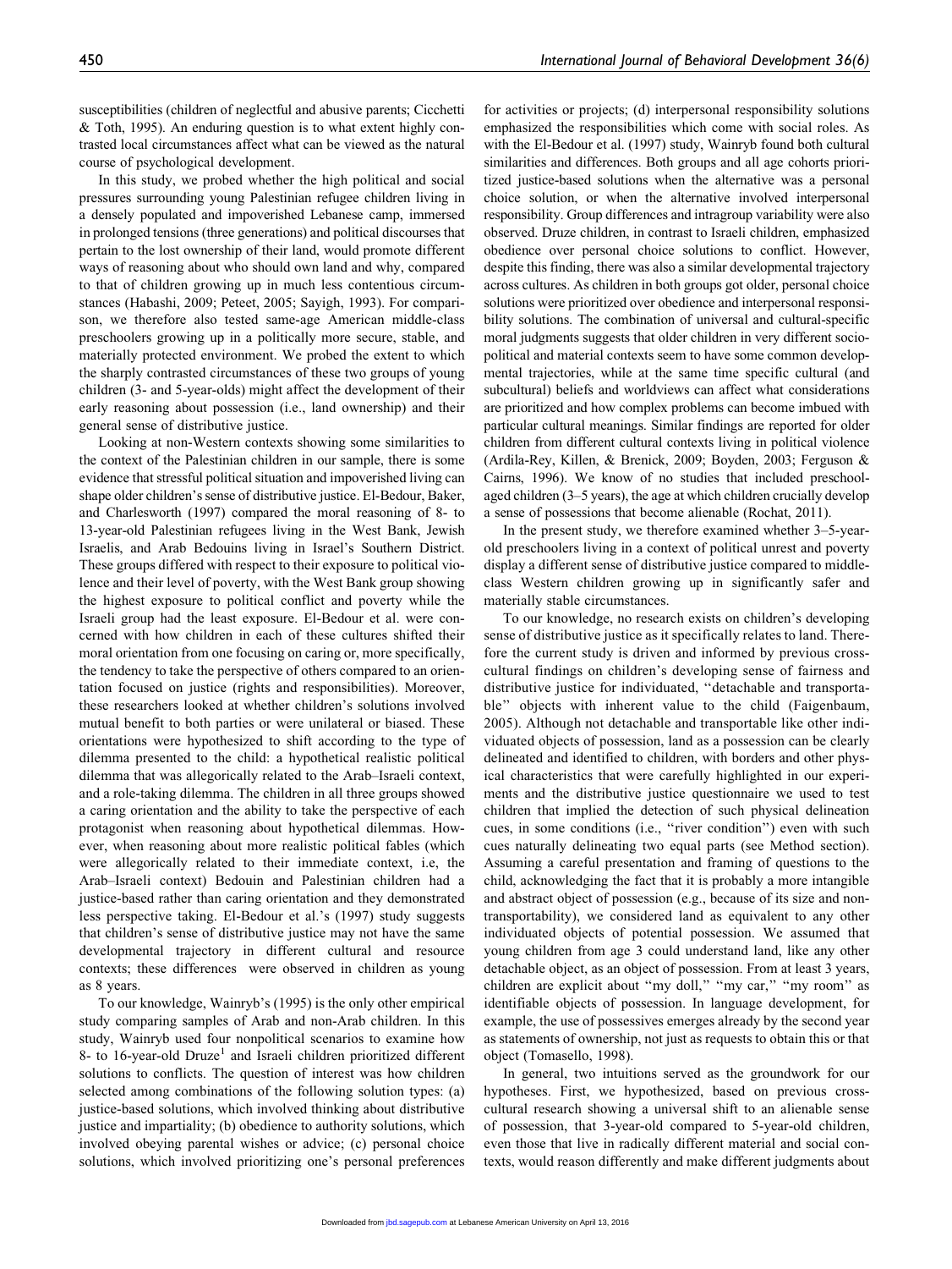susceptibilities (children of neglectful and abusive parents; Cicchetti & Toth, 1995). An enduring question is to what extent highly contrasted local circumstances affect what can be viewed as the natural course of psychological development.

In this study, we probed whether the high political and social pressures surrounding young Palestinian refugee children living in a densely populated and impoverished Lebanese camp, immersed in prolonged tensions (three generations) and political discourses that pertain to the lost ownership of their land, would promote different ways of reasoning about who should own land and why, compared to that of children growing up in much less contentious circumstances (Habashi, 2009; Peteet, 2005; Sayigh, 1993). For comparison, we therefore also tested same-age American middle-class preschoolers growing up in a politically more secure, stable, and materially protected environment. We probed the extent to which the sharply contrasted circumstances of these two groups of young children (3- and 5-year-olds) might affect the development of their early reasoning about possession (i.e., land ownership) and their general sense of distributive justice.

Looking at non-Western contexts showing some similarities to the context of the Palestinian children in our sample, there is some evidence that stressful political situation and impoverished living can shape older children's sense of distributive justice. El-Bedour, Baker, and Charlesworth (1997) compared the moral reasoning of 8- to 13-year-old Palestinian refugees living in the West Bank, Jewish Israelis, and Arab Bedouins living in Israel's Southern District. These groups differed with respect to their exposure to political violence and their level of poverty, with the West Bank group showing the highest exposure to political conflict and poverty while the Israeli group had the least exposure. El-Bedour et al. were concerned with how children in each of these cultures shifted their moral orientation from one focusing on caring or, more specifically, the tendency to take the perspective of others compared to an orientation focused on justice (rights and responsibilities). Moreover, these researchers looked at whether children's solutions involved mutual benefit to both parties or were unilateral or biased. These orientations were hypothesized to shift according to the type of dilemma presented to the child: a hypothetical realistic political dilemma that was allegorically related to the Arab–Israeli context, and a role-taking dilemma. The children in all three groups showed a caring orientation and the ability to take the perspective of each protagonist when reasoning about hypothetical dilemmas. However, when reasoning about more realistic political fables (which were allegorically related to their immediate context, i.e, the Arab–Israeli context) Bedouin and Palestinian children had a justice-based rather than caring orientation and they demonstrated less perspective taking. El-Bedour et al.'s (1997) study suggests that children's sense of distributive justice may not have the same developmental trajectory in different cultural and resource contexts; these differences were observed in children as young as 8 years.

To our knowledge, Wainryb's (1995) is the only other empirical study comparing samples of Arab and non-Arab children. In this study, Wainryb used four nonpolitical scenarios to examine how 8- to 16-year-old Druze[1] and Israeli children prioritized different solutions to conflicts. The question of interest was how children selected among combinations of the following solution types: (a) justice-based solutions, which involved thinking about distributive justice and impartiality; (b) obedience to authority solutions, which involved obeying parental wishes or advice; (c) personal choice solutions, which involved prioritizing one's personal preferences for activities or projects; (d) interpersonal responsibility solutions emphasized the responsibilities which come with social roles. As with the El-Bedour et al. (1997) study, Wainryb found both cultural similarities and differences. Both groups and all age cohorts prioritized justice-based solutions when the alternative was a personal choice solution, or when the alternative involved interpersonal responsibility. Group differences and intragroup variability were also observed. Druze children, in contrast to Israeli children, emphasized obedience over personal choice solutions to conflict. However, despite this finding, there was also a similar developmental trajectory across cultures. As children in both groups got older, personal choice solutions were prioritized over obedience and interpersonal responsibility solutions. The combination of universal and cultural-specific moral judgments suggests that older children in very different sociopolitical and material contexts seem to have some common developmental trajectories, while at the same time specific cultural (and subcultural) beliefs and worldviews can affect what considerations are prioritized and how complex problems can become imbued with particular cultural meanings. Similar findings are reported for older children from different cultural contexts living in political violence (Ardila-Rey, Killen, & Brenick, 2009; Boyden, 2003; Ferguson & Cairns, 1996). We know of no studies that included preschool-aged children (3–5 years), the age at which children crucially develop a sense of possessions that become alienable (Rochat, 2011).

In the present study, we therefore examined whether 3–5-year-old preschoolers living in a context of political unrest and poverty display a different sense of distributive justice compared to middle-class Western children growing up in significantly safer and materially stable circumstances.

To our knowledge, no research exists on children's developing sense of distributive justice as it specifically relates to land. Therefore the current study is driven and informed by previous cross-cultural findings on children's developing sense of fairness and distributive justice for individuated, "detachable and transportable" objects with inherent value to the child (Faigenbaum, 2005). Although not detachable and transportable like other individuated objects of possession, land as a possession can be clearly delineated and identified to children, with borders and other physical characteristics that were carefully highlighted in our experiments and the distributive justice questionnaire we used to test children that implied the detection of such physical delineation cues, in some conditions (i.e., "river condition") even with such cues naturally delineating two equal parts (see Method section). Assuming a careful presentation and framing of questions to the child, acknowledging the fact that it is probably a more intangible and abstract object of possession (e.g., because of its size and non-transportability), we considered land as equivalent to any other individuated objects of potential possession. We assumed that young children from age 3 could understand land, like any other detachable object, as an object of possession. From at least 3 years, children are explicit about "my doll," "my car," "my room" as identifiable objects of possession. In language development, for example, the use of possessives emerges already by the second year as statements of ownership, not just as requests to obtain this or that object (Tomasello, 1998).

In general, two intuitions served as the groundwork for our hypotheses. First, we hypothesized, based on previous cross-cultural research showing a universal shift to an alienable sense of possession, that 3-year-old compared to 5-year-old children, even those that live in radically different material and social contexts, would reason differently and make different judgments about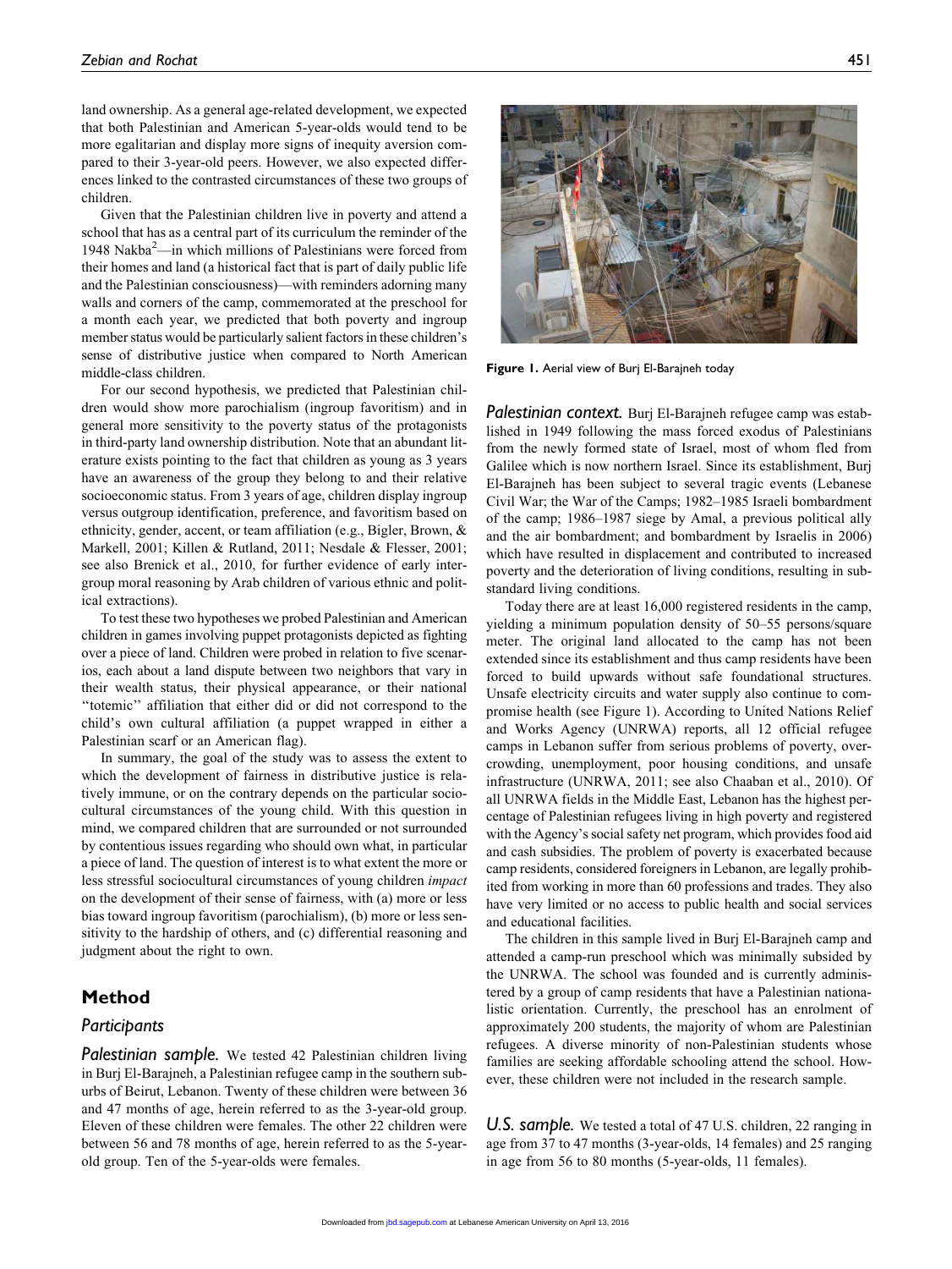land ownership. As a general age-related development, we expected that both Palestinian and American 5-year-olds would tend to be more egalitarian and display more signs of inequity aversion compared to their 3-year-old peers. However, we also expected differences linked to the contrasted circumstances of these two groups of children.

Given that the Palestinian children live in poverty and attend a school that has as a central part of its curriculum the reminder of the 1948 Nakba[2]—in which millions of Palestinians were forced from their homes and land (a historical fact that is part of daily public life and the Palestinian consciousness)—with reminders adorning many walls and corners of the camp, commemorated at the preschool for a month each year, we predicted that both poverty and ingroup member status would be particularly salient factors in these children's sense of distributive justice when compared to North American middle-class children.

For our second hypothesis, we predicted that Palestinian children would show more parochialism (ingroup favoritism) and in general more sensitivity to the poverty status of the protagonists in third-party land ownership distribution. Note that an abundant literature exists pointing to the fact that children as young as 3 years have an awareness of the group they belong to and their relative socioeconomic status. From 3 years of age, children display ingroup versus outgroup identification, preference, and favoritism based on ethnicity, gender, accent, or team affiliation (e.g., Bigler, Brown, & Markell, 2001; Killen & Rutland, 2011; Nesdale & Flesser, 2001; see also Brenick et al., 2010, for further evidence of early intergroup moral reasoning by Arab children of various ethnic and political extractions).

To test these two hypotheses we probed Palestinian and American children in games involving puppet protagonists depicted as fighting over a piece of land. Children were probed in relation to five scenarios, each about a land dispute between two neighbors that vary in their wealth status, their physical appearance, or their national ''totemic'' affiliation that either did or did not correspond to the child's own cultural affiliation (a puppet wrapped in either a Palestinian scarf or an American flag).

In summary, the goal of the study was to assess the extent to which the development of fairness in distributive justice is relatively immune, or on the contrary depends on the particular sociocultural circumstances of the young child. With this question in mind, we compared children that are surrounded or not surrounded by contentious issues regarding who should own what, in particular a piece of land. The question of interest is to what extent the more or less stressful sociocultural circumstances of young children *impact* on the development of their sense of fairness, with (a) more or less bias toward ingroup favoritism (parochialism), (b) more or less sensitivity to the hardship of others, and (c) differential reasoning and judgment about the right to own.

## Method

### Participants

***Palestinian sample.*** We tested 42 Palestinian children living in Burj El-Barajneh, a Palestinian refugee camp in the southern suburbs of Beirut, Lebanon. Twenty of these children were between 36 and 47 months of age, herein referred to as the 3-year-old group. Eleven of these children were females. The other 22 children were between 56 and 78 months of age, herein referred to as the 5-year-old group. Ten of the 5-year-olds were females.

**Figure 1.** Aerial view of Burj El-Barajneh today

***Palestinian context.*** Burj El-Barajneh refugee camp was established in 1949 following the mass forced exodus of Palestinians from the newly formed state of Israel, most of whom fled from Galilee which is now northern Israel. Since its establishment, Burj El-Barajneh has been subject to several tragic events (Lebanese Civil War; the War of the Camps; 1982–1985 Israeli bombardment of the camp; 1986–1987 siege by Amal, a previous political ally and the air bombardment; and bombardment by Israelis in 2006) which have resulted in displacement and contributed to increased poverty and the deterioration of living conditions, resulting in substandard living conditions.

Today there are at least 16,000 registered residents in the camp, yielding a minimum population density of 50–55 persons/square meter. The original land allocated to the camp has not been extended since its establishment and thus camp residents have been forced to build upwards without safe foundational structures. Unsafe electricity circuits and water supply also continue to compromise health (see Figure 1). According to United Nations Relief and Works Agency (UNRWA) reports, all 12 official refugee camps in Lebanon suffer from serious problems of poverty, overcrowding, unemployment, poor housing conditions, and unsafe infrastructure (UNRWA, 2011; see also Chaaban et al., 2010). Of all UNRWA fields in the Middle East, Lebanon has the highest percentage of Palestinian refugees living in high poverty and registered with the Agency's social safety net program, which provides food aid and cash subsidies. The problem of poverty is exacerbated because camp residents, considered foreigners in Lebanon, are legally prohibited from working in more than 60 professions and trades. They also have very limited or no access to public health and social services and educational facilities.

The children in this sample lived in Burj El-Barajneh camp and attended a camp-run preschool which was minimally subsided by the UNRWA. The school was founded and is currently administered by a group of camp residents that have a Palestinian nationalistic orientation. Currently, the preschool has an enrolment of approximately 200 students, the majority of whom are Palestinian refugees. A diverse minority of non-Palestinian students whose families are seeking affordable schooling attend the school. However, these children were not included in the research sample.

***U.S. sample.*** We tested a total of 47 U.S. children, 22 ranging in age from 37 to 47 months (3-year-olds, 14 females) and 25 ranging in age from 56 to 80 months (5-year-olds, 11 females).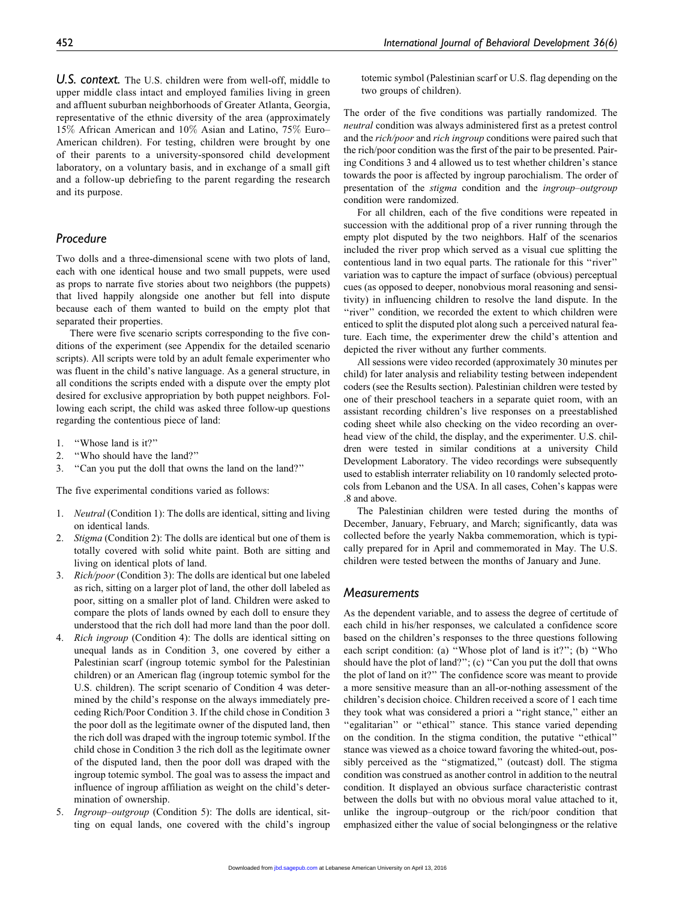*U.S. context.* The U.S. children were from well-off, middle to upper middle class intact and employed families living in green and affluent suburban neighborhoods of Greater Atlanta, Georgia, representative of the ethnic diversity of the area (approximately 15% African American and 10% Asian and Latino, 75% Euro–American children). For testing, children were brought by one of their parents to a university-sponsored child development laboratory, on a voluntary basis, and in exchange of a small gift and a follow-up debriefing to the parent regarding the research and its purpose.

## Procedure

Two dolls and a three-dimensional scene with two plots of land, each with one identical house and two small puppets, were used as props to narrate five stories about two neighbors (the puppets) that lived happily alongside one another but fell into dispute because each of them wanted to build on the empty plot that separated their properties.

There were five scenario scripts corresponding to the five conditions of the experiment (see Appendix for the detailed scenario scripts). All scripts were told by an adult female experimenter who was fluent in the child's native language. As a general structure, in all conditions the scripts ended with a dispute over the empty plot desired for exclusive appropriation by both puppet neighbors. Following each script, the child was asked three follow-up questions regarding the contentious piece of land:

1. ''Whose land is it?''
2. ''Who should have the land?''
3. ''Can you put the doll that owns the land on the land?''

The five experimental conditions varied as follows:

1. *Neutral* (Condition 1): The dolls are identical, sitting and living on identical lands.
2. *Stigma* (Condition 2): The dolls are identical but one of them is totally covered with solid white paint. Both are sitting and living on identical plots of land.
3. *Rich/poor* (Condition 3): The dolls are identical but one labeled as rich, sitting on a larger plot of land, the other doll labeled as poor, sitting on a smaller plot of land. Children were asked to compare the plots of lands owned by each doll to ensure they understood that the rich doll had more land than the poor doll.
4. *Rich ingroup* (Condition 4): The dolls are identical sitting on unequal lands as in Condition 3, one covered by either a Palestinian scarf (ingroup totemic symbol for the Palestinian children) or an American flag (ingroup totemic symbol for the U.S. children). The script scenario of Condition 4 was determined by the child's response on the always immediately preceding Rich/Poor Condition 3. If the child chose in Condition 3 the poor doll as the legitimate owner of the disputed land, then the rich doll was draped with the ingroup totemic symbol. If the child chose in Condition 3 the rich doll as the legitimate owner of the disputed land, then the poor doll was draped with the ingroup totemic symbol. The goal was to assess the impact and influence of ingroup affiliation as weight on the child's determination of ownership.
5. *Ingroup–outgroup* (Condition 5): The dolls are identical, sitting on equal lands, one covered with the child's ingroup totemic symbol (Palestinian scarf or U.S. flag depending on the two groups of children).

The order of the five conditions was partially randomized. The *neutral* condition was always administered first as a pretest control and the *rich/poor* and *rich ingroup* conditions were paired such that the rich/poor condition was the first of the pair to be presented. Pairing Conditions 3 and 4 allowed us to test whether children's stance towards the poor is affected by ingroup parochialism. The order of presentation of the *stigma* condition and the *ingroup–outgroup* condition were randomized.

For all children, each of the five conditions were repeated in succession with the additional prop of a river running through the empty plot disputed by the two neighbors. Half of the scenarios included the river prop which served as a visual cue splitting the contentious land in two equal parts. The rationale for this ''river'' variation was to capture the impact of surface (obvious) perceptual cues (as opposed to deeper, nonobvious moral reasoning and sensitivity) in influencing children to resolve the land dispute. In the ''river'' condition, we recorded the extent to which children were enticed to split the disputed plot along such a perceived natural feature. Each time, the experimenter drew the child's attention and depicted the river without any further comments.

All sessions were video recorded (approximately 30 minutes per child) for later analysis and reliability testing between independent coders (see the Results section). Palestinian children were tested by one of their preschool teachers in a separate quiet room, with an assistant recording children's live responses on a preestablished coding sheet while also checking on the video recording an overhead view of the child, the display, and the experimenter. U.S. children were tested in similar conditions at a university Child Development Laboratory. The video recordings were subsequently used to establish interrater reliability on 10 randomly selected protocols from Lebanon and the USA. In all cases, Cohen's kappas were .8 and above.

The Palestinian children were tested during the months of December, January, February, and March; significantly, data was collected before the yearly Nakba commemoration, which is typically prepared for in April and commemorated in May. The U.S. children were tested between the months of January and June.

## Measurements

As the dependent variable, and to assess the degree of certitude of each child in his/her responses, we calculated a confidence score based on the children's responses to the three questions following each script condition: (a) ''Whose plot of land is it?''; (b) ''Who should have the plot of land?''; (c) ''Can you put the doll that owns the plot of land on it?'' The confidence score was meant to provide a more sensitive measure than an all-or-nothing assessment of the children's decision choice. Children received a score of 1 each time they took what was considered a priori a ''right stance,'' either an ''egalitarian'' or ''ethical'' stance. This stance varied depending on the condition. In the stigma condition, the putative ''ethical'' stance was viewed as a choice toward favoring the whited-out, possibly perceived as the ''stigmatized,'' (outcast) doll. The stigma condition was construed as another control in addition to the neutral condition. It displayed an obvious surface characteristic contrast between the dolls but with no obvious moral value attached to it, unlike the ingroup–outgroup or the rich/poor condition that emphasized either the value of social belongingness or the relative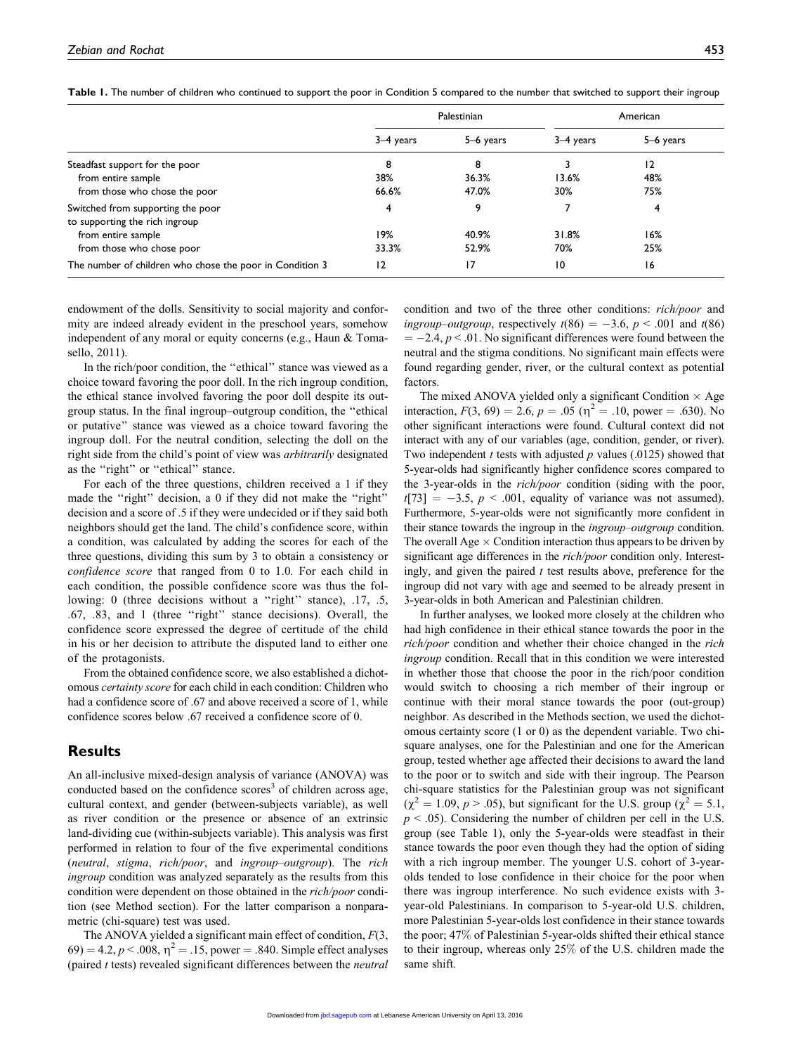**Table 1.** The number of children who continued to support the poor in Condition 5 compared to the number that switched to support their ingroup

| | Palestinian | | American | |
|---|---|---|---|---|
| | 3–4 years | 5–6 years | 3–4 years | 5–6 years |
| Steadfast support for the poor | 8 | 8 | 3 | 12 |
| from entire sample | 38% | 36.3% | 13.6% | 48% |
| from those who chose the poor | 66.6% | 47.0% | 30% | 75% |
| Switched from supporting the poor to supporting the rich ingroup | 4 | 9 | 7 | 4 |
| from entire sample | 19% | 40.9% | 31.8% | 16% |
| from those who chose poor | 33.3% | 52.9% | 70% | 25% |
| The number of children who chose the poor in Condition 3 | 12 | 17 | 10 | 16 |

endowment of the dolls. Sensitivity to social majority and conformity are indeed already evident in the preschool years, somehow independent of any moral or equity concerns (e.g., Haun & Tomasello, 2011).

In the rich/poor condition, the "ethical" stance was viewed as a choice toward favoring the poor doll. In the rich ingroup condition, the ethical stance involved favoring the poor doll despite its outgroup status. In the final ingroup–outgroup condition, the "ethical or putative" stance was viewed as a choice toward favoring the ingroup doll. For the neutral condition, selecting the doll on the right side from the child's point of view was *arbitrarily* designated as the "right" or "ethical" stance.

For each of the three questions, children received a 1 if they made the "right" decision, a 0 if they did not make the "right" decision and a score of .5 if they were undecided or if they said both neighbors should get the land. The child's confidence score, within a condition, was calculated by adding the scores for each of the three questions, dividing this sum by 3 to obtain a consistency or *confidence score* that ranged from 0 to 1.0. For each child in each condition, the possible confidence score was thus the following: 0 (three decisions without a "right" stance), .17, .5, .67, .83, and 1 (three "right" stance decisions). Overall, the confidence score expressed the degree of certitude of the child in his or her decision to attribute the disputed land to either one of the protagonists.

From the obtained confidence score, we also established a dichotomous *certainty score* for each child in each condition: Children who had a confidence score of .67 and above received a score of 1, while confidence scores below .67 received a confidence score of 0.

## Results

An all-inclusive mixed-design analysis of variance (ANOVA) was conducted based on the confidence scores[3] of children across age, cultural context, and gender (between-subjects variable), as well as river condition or the presence or absence of an extrinsic land-dividing cue (within-subjects variable). This analysis was first performed in relation to four of the five experimental conditions (*neutral*, *stigma*, *rich/poor*, and *ingroup–outgroup*). The *rich ingroup* condition was analyzed separately as the results from this condition were dependent on those obtained in the *rich/poor* condition (see Method section). For the latter comparison a nonparametric (chi-square) test was used.

The ANOVA yielded a significant main effect of condition, $F(3, 69) = 4.2$, $p < .008$, $\eta^2 = .15$, power $= .840$. Simple effect analyses (paired $t$ tests) revealed significant differences between the *neutral* condition and two of the three other conditions: *rich/poor* and *ingroup–outgroup*, respectively $t(86) = -3.6$, $p < .001$ and $t(86) = -2.4$, $p < .01$. No significant differences were found between the neutral and the stigma conditions. No significant main effects were found regarding gender, river, or the cultural context as potential factors.

The mixed ANOVA yielded only a significant Condition × Age interaction, $F(3, 69) = 2.6$, $p = .05$ ($\eta^2 = .10$, power $= .630$). No other significant interactions were found. Cultural context did not interact with any of our variables (age, condition, gender, or river). Two independent $t$ tests with adjusted $p$ values (.0125) showed that 5-year-olds had significantly higher confidence scores compared to the 3-year-olds in the *rich/poor* condition (siding with the poor, $t[73] = -3.5$, $p < .001$, equality of variance was not assumed). Furthermore, 5-year-olds were not significantly more confident in their stance towards the ingroup in the *ingroup–outgroup* condition. The overall Age × Condition interaction thus appears to be driven by significant age differences in the *rich/poor* condition only. Interestingly, and given the paired $t$ test results above, preference for the ingroup did not vary with age and seemed to be already present in 3-year-olds in both American and Palestinian children.

In further analyses, we looked more closely at the children who had high confidence in their ethical stance towards the poor in the *rich/poor* condition and whether their choice changed in the *rich ingroup* condition. Recall that in this condition we were interested in whether those that choose the poor in the rich/poor condition would switch to choosing a rich member of their ingroup or continue with their moral stance towards the poor (out-group) neighbor. As described in the Methods section, we used the dichotomous certainty score (1 or 0) as the dependent variable. Two chi-square analyses, one for the Palestinian and one for the American group, tested whether age affected their decisions to award the land to the poor or to switch and side with their ingroup. The Pearson chi-square statistics for the Palestinian group was not significant ($\chi^2 = 1.09$, $p > .05$), but significant for the U.S. group ($\chi^2 = 5.1$, $p < .05$). Considering the number of children per cell in the U.S. group (see Table 1), only the 5-year-olds were steadfast in their stance towards the poor even though they had the option of siding with a rich ingroup member. The younger U.S. cohort of 3-year-olds tended to lose confidence in their choice for the poor when there was ingroup interference. No such evidence exists with 3-year-old Palestinians. In comparison to 5-year-old U.S. children, more Palestinian 5-year-olds lost confidence in their stance towards the poor; 47% of Palestinian 5-year-olds shifted their ethical stance to their ingroup, whereas only 25% of the U.S. children made the same shift.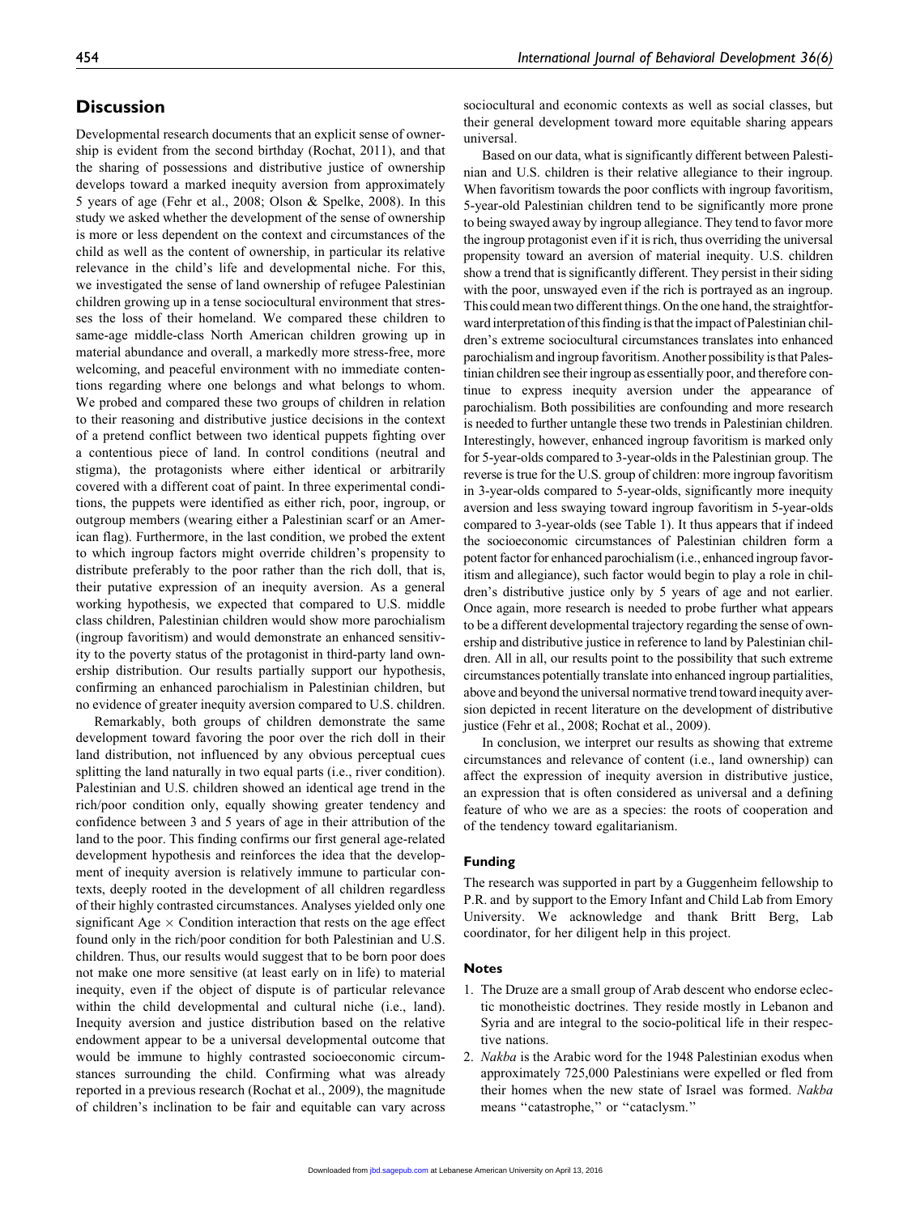## Discussion

Developmental research documents that an explicit sense of ownership is evident from the second birthday (Rochat, 2011), and that the sharing of possessions and distributive justice of ownership develops toward a marked inequity aversion from approximately 5 years of age (Fehr et al., 2008; Olson & Spelke, 2008). In this study we asked whether the development of the sense of ownership is more or less dependent on the context and circumstances of the child as well as the content of ownership, in particular its relative relevance in the child's life and developmental niche. For this, we investigated the sense of land ownership of refugee Palestinian children growing up in a tense sociocultural environment that stresses the loss of their homeland. We compared these children to same-age middle-class North American children growing up in material abundance and overall, a markedly more stress-free, more welcoming, and peaceful environment with no immediate contentions regarding where one belongs and what belongs to whom. We probed and compared these two groups of children in relation to their reasoning and distributive justice decisions in the context of a pretend conflict between two identical puppets fighting over a contentious piece of land. In control conditions (neutral and stigma), the protagonists where either identical or arbitrarily covered with a different coat of paint. In three experimental conditions, the puppets were identified as either rich, poor, ingroup, or outgroup members (wearing either a Palestinian scarf or an American flag). Furthermore, in the last condition, we probed the extent to which ingroup factors might override children's propensity to distribute preferably to the poor rather than the rich doll, that is, their putative expression of an inequity aversion. As a general working hypothesis, we expected that compared to U.S. middle class children, Palestinian children would show more parochialism (ingroup favoritism) and would demonstrate an enhanced sensitivity to the poverty status of the protagonist in third-party land ownership distribution. Our results partially support our hypothesis, confirming an enhanced parochialism in Palestinian children, but no evidence of greater inequity aversion compared to U.S. children.

Remarkably, both groups of children demonstrate the same development toward favoring the poor over the rich doll in their land distribution, not influenced by any obvious perceptual cues splitting the land naturally in two equal parts (i.e., river condition). Palestinian and U.S. children showed an identical age trend in the rich/poor condition only, equally showing greater tendency and confidence between 3 and 5 years of age in their attribution of the land to the poor. This finding confirms our first general age-related development hypothesis and reinforces the idea that the development of inequity aversion is relatively immune to particular contexts, deeply rooted in the development of all children regardless of their highly contrasted circumstances. Analyses yielded only one significant Age $\times$ Condition interaction that rests on the age effect found only in the rich/poor condition for both Palestinian and U.S. children. Thus, our results would suggest that to be born poor does not make one more sensitive (at least early on in life) to material inequity, even if the object of dispute is of particular relevance within the child developmental and cultural niche (i.e., land). Inequity aversion and justice distribution based on the relative endowment appear to be a universal developmental outcome that would be immune to highly contrasted socioeconomic circumstances surrounding the child. Confirming what was already reported in a previous research (Rochat et al., 2009), the magnitude of children's inclination to be fair and equitable can vary across sociocultural and economic contexts as well as social classes, but their general development toward more equitable sharing appears universal.

Based on our data, what is significantly different between Palestinian and U.S. children is their relative allegiance to their ingroup. When favoritism towards the poor conflicts with ingroup favoritism, 5-year-old Palestinian children tend to be significantly more prone to being swayed away by ingroup allegiance. They tend to favor more the ingroup protagonist even if it is rich, thus overriding the universal propensity toward an aversion of material inequity. U.S. children show a trend that is significantly different. They persist in their siding with the poor, unswayed even if the rich is portrayed as an ingroup. This could mean two different things. On the one hand, the straightforward interpretation of this finding is that the impact of Palestinian children's extreme sociocultural circumstances translates into enhanced parochialism and ingroup favoritism. Another possibility is that Palestinian children see their ingroup as essentially poor, and therefore continue to express inequity aversion under the appearance of parochialism. Both possibilities are confounding and more research is needed to further untangle these two trends in Palestinian children. Interestingly, however, enhanced ingroup favoritism is marked only for 5-year-olds compared to 3-year-olds in the Palestinian group. The reverse is true for the U.S. group of children: more ingroup favoritism in 3-year-olds compared to 5-year-olds, significantly more inequity aversion and less swaying toward ingroup favoritism in 5-year-olds compared to 3-year-olds (see Table 1). It thus appears that if indeed the socioeconomic circumstances of Palestinian children form a potent factor for enhanced parochialism (i.e., enhanced ingroup favoritism and allegiance), such factor would begin to play a role in children's distributive justice only by 5 years of age and not earlier. Once again, more research is needed to probe further what appears to be a different developmental trajectory regarding the sense of ownership and distributive justice in reference to land by Palestinian children. All in all, our results point to the possibility that such extreme circumstances potentially translate into enhanced ingroup partialities, above and beyond the universal normative trend toward inequity aversion depicted in recent literature on the development of distributive justice (Fehr et al., 2008; Rochat et al., 2009).

In conclusion, we interpret our results as showing that extreme circumstances and relevance of content (i.e., land ownership) can affect the expression of inequity aversion in distributive justice, an expression that is often considered as universal and a defining feature of who we are as a species: the roots of cooperation and of the tendency toward egalitarianism.

### Funding

The research was supported in part by a Guggenheim fellowship to P.R. and by support to the Emory Infant and Child Lab from Emory University. We acknowledge and thank Britt Berg, Lab coordinator, for her diligent help in this project.

### Notes

1. The Druze are a small group of Arab descent who endorse eclectic monotheistic doctrines. They reside mostly in Lebanon and Syria and are integral to the socio-political life in their respective nations.
2. *Nakba* is the Arabic word for the 1948 Palestinian exodus when approximately 725,000 Palestinians were expelled or fled from their homes when the new state of Israel was formed. *Nakba* means "catastrophe," or "cataclysm."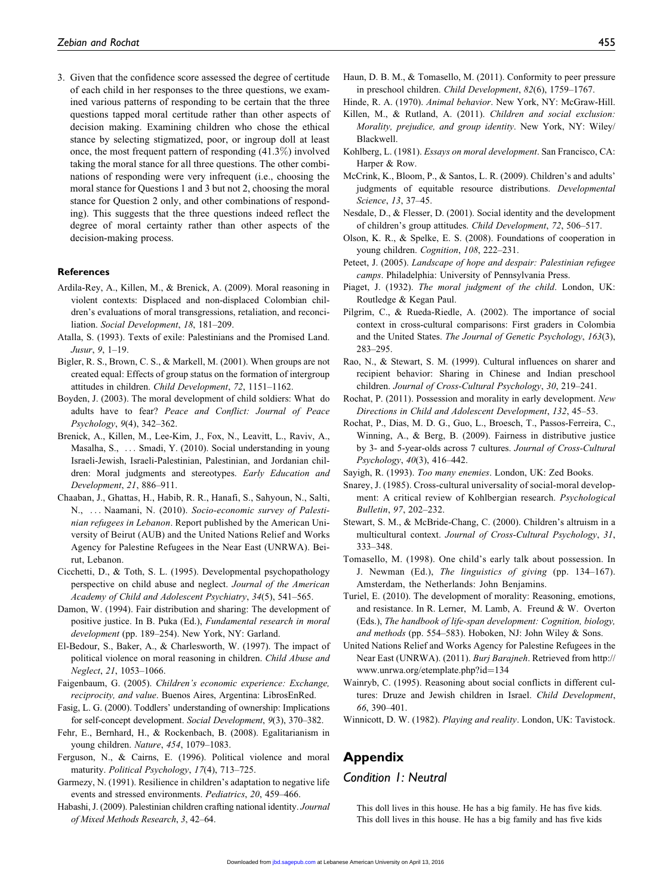3. Given that the confidence score assessed the degree of certitude of each child in her responses to the three questions, we examined various patterns of responding to be certain that the three questions tapped moral certitude rather than other aspects of decision making. Examining children who chose the ethical stance by selecting stigmatized, poor, or ingroup doll at least once, the most frequent pattern of responding (41.3%) involved taking the moral stance for all three questions. The other combinations of responding were very infrequent (i.e., choosing the moral stance for Questions 1 and 3 but not 2, choosing the moral stance for Question 2 only, and other combinations of responding). This suggests that the three questions indeed reflect the degree of moral certainty rather than other aspects of the decision-making process.

## References

Ardila-Rey, A., Killen, M., & Brenick, A. (2009). Moral reasoning in violent contexts: Displaced and non-displaced Colombian children's evaluations of moral transgressions, retaliation, and reconciliation. *Social Development*, *18*, 181–209.

Atalla, S. (1993). Texts of exile: Palestinians and the Promised Land. *Jusur*, *9*, 1–19.

Bigler, R. S., Brown, C. S., & Markell, M. (2001). When groups are not created equal: Effects of group status on the formation of intergroup attitudes in children. *Child Development*, *72*, 1151–1162.

Boyden, J. (2003). The moral development of child soldiers: What do adults have to fear? *Peace and Conflict: Journal of Peace Psychology*, *9*(4), 342–362.

Brenick, A., Killen, M., Lee-Kim, J., Fox, N., Leavitt, L., Raviv, A., Masalha, S., ... Smadi, Y. (2010). Social understanding in young Israeli-Jewish, Israeli-Palestinian, Palestinian, and Jordanian children: Moral judgments and stereotypes. *Early Education and Development*, *21*, 886–911.

Chaaban, J., Ghattas, H., Habib, R. R., Hanafi, S., Sahyoun, N., Salti, N., ... Naamani, N. (2010). *Socio-economic survey of Palestinian refugees in Lebanon*. Report published by the American University of Beirut (AUB) and the United Nations Relief and Works Agency for Palestine Refugees in the Near East (UNRWA). Beirut, Lebanon.

Cicchetti, D., & Toth, S. L. (1995). Developmental psychopathology perspective on child abuse and neglect. *Journal of the American Academy of Child and Adolescent Psychiatry*, *34*(5), 541–565.

Damon, W. (1994). Fair distribution and sharing: The development of positive justice. In B. Puka (Ed.), *Fundamental research in moral development* (pp. 189–254). New York, NY: Garland.

El-Bedour, S., Baker, A., & Charlesworth, W. (1997). The impact of political violence on moral reasoning in children. *Child Abuse and Neglect*, *21*, 1053–1066.

Faigenbaum, G. (2005). *Children's economic experience: Exchange, reciprocity, and value*. Buenos Aires, Argentina: LibrosEnRed.

Fasig, L. G. (2000). Toddlers' understanding of ownership: Implications for self-concept development. *Social Development*, *9*(3), 370–382.

Fehr, E., Bernhard, H., & Rockenbach, B. (2008). Egalitarianism in young children. *Nature*, *454*, 1079–1083.

Ferguson, N., & Cairns, E. (1996). Political violence and moral maturity. *Political Psychology*, *17*(4), 713–725.

Garmezy, N. (1991). Resilience in children's adaptation to negative life events and stressed environments. *Pediatrics*, *20*, 459–466.

Habashi, J. (2009). Palestinian children crafting national identity. *Journal of Mixed Methods Research*, *3*, 42–64.

Haun, D. B. M., & Tomasello, M. (2011). Conformity to peer pressure in preschool children. *Child Development*, *82*(6), 1759–1767.

Hinde, R. A. (1970). *Animal behavior*. New York, NY: McGraw-Hill.

Killen, M., & Rutland, A. (2011). *Children and social exclusion: Morality, prejudice, and group identity*. New York, NY: Wiley/Blackwell.

Kohlberg, L. (1981). *Essays on moral development*. San Francisco, CA: Harper & Row.

McCrink, K., Bloom, P., & Santos, L. R. (2009). Children's and adults' judgments of equitable resource distributions. *Developmental Science*, *13*, 37–45.

Nesdale, D., & Flesser, D. (2001). Social identity and the development of children's group attitudes. *Child Development*, *72*, 506–517.

Olson, K. R., & Spelke, E. S. (2008). Foundations of cooperation in young children. *Cognition*, *108*, 222–231.

Peteet, J. (2005). *Landscape of hope and despair: Palestinian refugee camps*. Philadelphia: University of Pennsylvania Press.

Piaget, J. (1932). *The moral judgment of the child*. London, UK: Routledge & Kegan Paul.

Pilgrim, C., & Rueda-Riedle, A. (2002). The importance of social context in cross-cultural comparisons: First graders in Colombia and the United States. *The Journal of Genetic Psychology*, *163*(3), 283–295.

Rao, N., & Stewart, S. M. (1999). Cultural influences on sharer and recipient behavior: Sharing in Chinese and Indian preschool children. *Journal of Cross-Cultural Psychology*, *30*, 219–241.

Rochat, P. (2011). Possession and morality in early development. *New Directions in Child and Adolescent Development*, *132*, 45–53.

Rochat, P., Dias, M. D. G., Guo, L., Broesch, T., Passos-Ferreira, C., Winning, A., & Berg, B. (2009). Fairness in distributive justice by 3- and 5-year-olds across 7 cultures. *Journal of Cross-Cultural Psychology*, *40*(3), 416–442.

Sayigh, R. (1993). *Too many enemies*. London, UK: Zed Books.

Snarey, J. (1985). Cross-cultural universality of social-moral development: A critical review of Kohlbergian research. *Psychological Bulletin*, *97*, 202–232.

Stewart, S. M., & McBride-Chang, C. (2000). Children's altruism in a multicultural context. *Journal of Cross-Cultural Psychology*, *31*, 333–348.

Tomasello, M. (1998). One child's early talk about possession. In J. Newman (Ed.), *The linguistics of giving* (pp. 134–167). Amsterdam, the Netherlands: John Benjamins.

Turiel, E. (2010). The development of morality: Reasoning, emotions, and resistance. In R. Lerner, M. Lamb, A. Freund & W. Overton (Eds.), *The handbook of life-span development: Cognition, biology, and methods* (pp. 554–583). Hoboken, NJ: John Wiley & Sons.

United Nations Relief and Works Agency for Palestine Refugees in the Near East (UNRWA). (2011). *Burj Barajneh*. Retrieved from http://www.unrwa.org/etemplate.php?id=134

Wainryb, C. (1995). Reasoning about social conflicts in different cultures: Druze and Jewish children in Israel. *Child Development*, *66*, 390–401.

Winnicott, D. W. (1982). *Playing and reality*. London, UK: Tavistock.

# Appendix

## *Condition 1: Neutral*

This doll lives in this house. He has a big family. He has five kids. This doll lives in this house. He has a big family and has five kids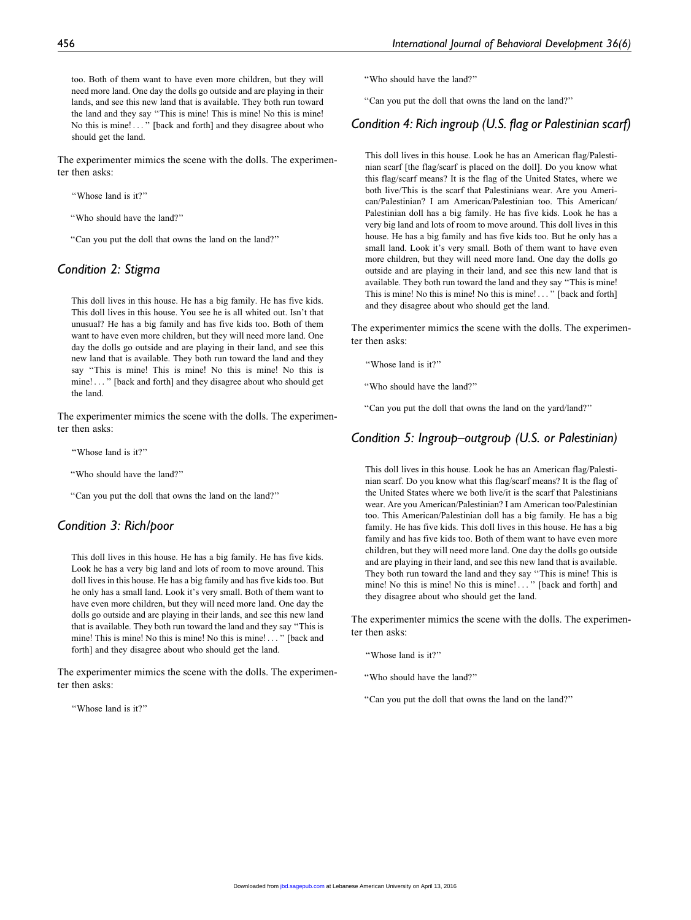too. Both of them want to have even more children, but they will need more land. One day the dolls go outside and are playing in their lands, and see this new land that is available. They both run toward the land and they say "This is mine! This is mine! No this is mine! No this is mine! . . . " [back and forth] and they disagree about who should get the land.

The experimenter mimics the scene with the dolls. The experimenter then asks:

"Whose land is it?"

"Who should have the land?"

"Can you put the doll that owns the land on the land?"

## Condition 2: Stigma

This doll lives in this house. He has a big family. He has five kids. This doll lives in this house. You see he is all whited out. Isn't that unusual? He has a big family and has five kids too. Both of them want to have even more children, but they will need more land. One day the dolls go outside and are playing in their land, and see this new land that is available. They both run toward the land and they say "This is mine! This is mine! No this is mine! No this is mine! . . . " [back and forth] and they disagree about who should get the land.

The experimenter mimics the scene with the dolls. The experimenter then asks:

"Whose land is it?"

"Who should have the land?"

"Can you put the doll that owns the land on the land?"

## Condition 3: Rich/poor

This doll lives in this house. He has a big family. He has five kids. Look he has a very big land and lots of room to move around. This doll lives in this house. He has a big family and has five kids too. But he only has a small land. Look it's very small. Both of them want to have even more children, but they will need more land. One day the dolls go outside and are playing in their lands, and see this new land that is available. They both run toward the land and they say "This is mine! This is mine! No this is mine! No this is mine! . . . " [back and forth] and they disagree about who should get the land.

The experimenter mimics the scene with the dolls. The experimenter then asks:

"Whose land is it?"

"Who should have the land?"

"Can you put the doll that owns the land on the land?"

## Condition 4: Rich ingroup (U.S. flag or Palestinian scarf)

This doll lives in this house. Look he has an American flag/Palestinian scarf [the flag/scarf is placed on the doll]. Do you know what this flag/scarf means? It is the flag of the United States, where we both live/This is the scarf that Palestinians wear. Are you American/Palestinian? I am American/Palestinian too. This American/Palestinian doll has a big family. He has five kids. Look he has a very big land and lots of room to move around. This doll lives in this house. He has a big family and has five kids too. But he only has a small land. Look it's very small. Both of them want to have even more children, but they will need more land. One day the dolls go outside and are playing in their land, and see this new land that is available. They both run toward the land and they say "This is mine! This is mine! No this is mine! No this is mine! . . . " [back and forth] and they disagree about who should get the land.

The experimenter mimics the scene with the dolls. The experimenter then asks:

"Whose land is it?"

"Who should have the land?"

"Can you put the doll that owns the land on the yard/land?"

## Condition 5: Ingroup–outgroup (U.S. or Palestinian)

This doll lives in this house. Look he has an American flag/Palestinian scarf. Do you know what this flag/scarf means? It is the flag of the United States where we both live/it is the scarf that Palestinians wear. Are you American/Palestinian? I am American too/Palestinian too. This American/Palestinian doll has a big family. He has a big family. He has five kids. This doll lives in this house. He has a big family and has five kids too. Both of them want to have even more children, but they will need more land. One day the dolls go outside and are playing in their land, and see this new land that is available. They both run toward the land and they say "This is mine! This is mine! No this is mine! No this is mine! . . . " [back and forth] and they disagree about who should get the land.

The experimenter mimics the scene with the dolls. The experimenter then asks:

"Whose land is it?"

"Who should have the land?"

"Can you put the doll that owns the land on the land?"